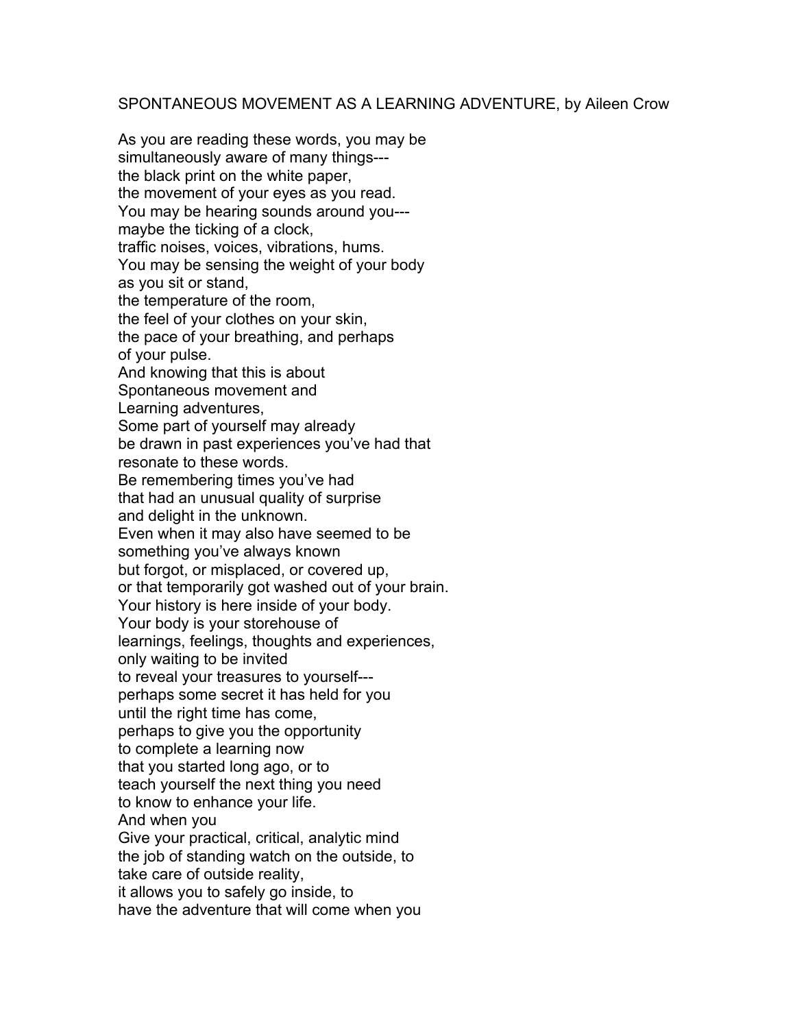SPONTANEOUS MOVEMENT AS A LEARNING ADVENTURE, by Aileen Crow

As you are reading these words, you may be  
simultaneously aware of many things---  
the black print on the white paper,  
the movement of your eyes as you read.  
You may be hearing sounds around you---  
maybe the ticking of a clock,  
traffic noises, voices, vibrations, hums.  
You may be sensing the weight of your body  
as you sit or stand,  
the temperature of the room,  
the feel of your clothes on your skin,  
the pace of your breathing, and perhaps  
of your pulse.  
And knowing that this is about  
Spontaneous movement and  
Learning adventures,  
Some part of yourself may already  
be drawn in past experiences you've had that  
resonate to these words.  
Be remembering times you've had  
that had an unusual quality of surprise  
and delight in the unknown.  
Even when it may also have seemed to be  
something you've always known  
but forgot, or misplaced, or covered up,  
or that temporarily got washed out of your brain.  
Your history is here inside of your body.  
Your body is your storehouse of  
learnings, feelings, thoughts and experiences,  
only waiting to be invited  
to reveal your treasures to yourself---  
perhaps some secret it has held for you  
until the right time has come,  
perhaps to give you the opportunity  
to complete a learning now  
that you started long ago, or to  
teach yourself the next thing you need  
to know to enhance your life.  
And when you  
Give your practical, critical, analytic mind  
the job of standing watch on the outside, to  
take care of outside reality,  
it allows you to safely go inside, to  
have the adventure that will come when you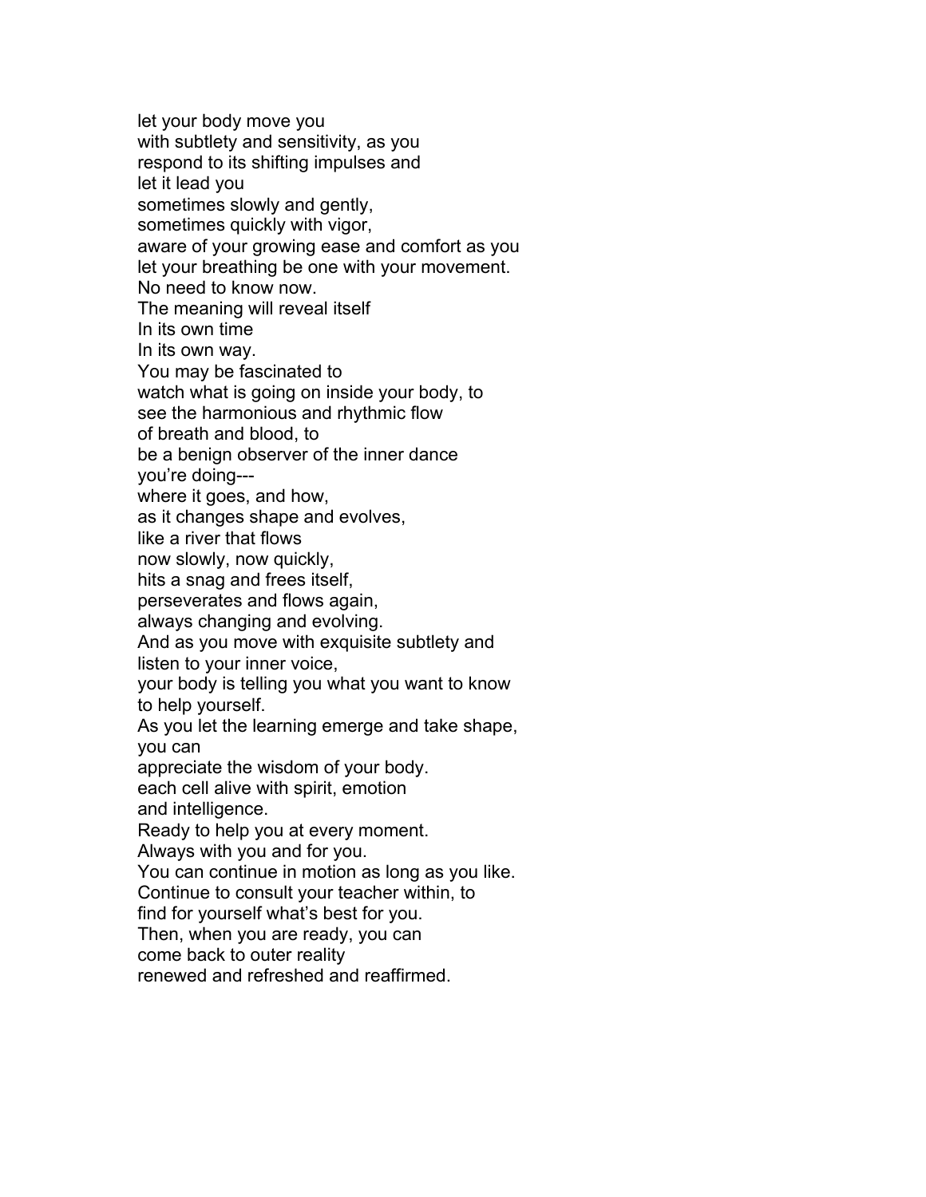let your body move you
with subtlety and sensitivity, as you
respond to its shifting impulses and
let it lead you
sometimes slowly and gently,
sometimes quickly with vigor,
aware of your growing ease and comfort as you
let your breathing be one with your movement.
No need to know now.
The meaning will reveal itself
In its own time
In its own way.
You may be fascinated to
watch what is going on inside your body, to
see the harmonious and rhythmic flow
of breath and blood, to
be a benign observer of the inner dance
you're doing---
where it goes, and how,
as it changes shape and evolves,
like a river that flows
now slowly, now quickly,
hits a snag and frees itself,
perseverates and flows again,
always changing and evolving.
And as you move with exquisite subtlety and
listen to your inner voice,
your body is telling you what you want to know
to help yourself.
As you let the learning emerge and take shape,
you can
appreciate the wisdom of your body.
each cell alive with spirit, emotion
and intelligence.
Ready to help you at every moment.
Always with you and for you.
You can continue in motion as long as you like.
Continue to consult your teacher within, to
find for yourself what's best for you.
Then, when you are ready, you can
come back to outer reality
renewed and refreshed and reaffirmed.